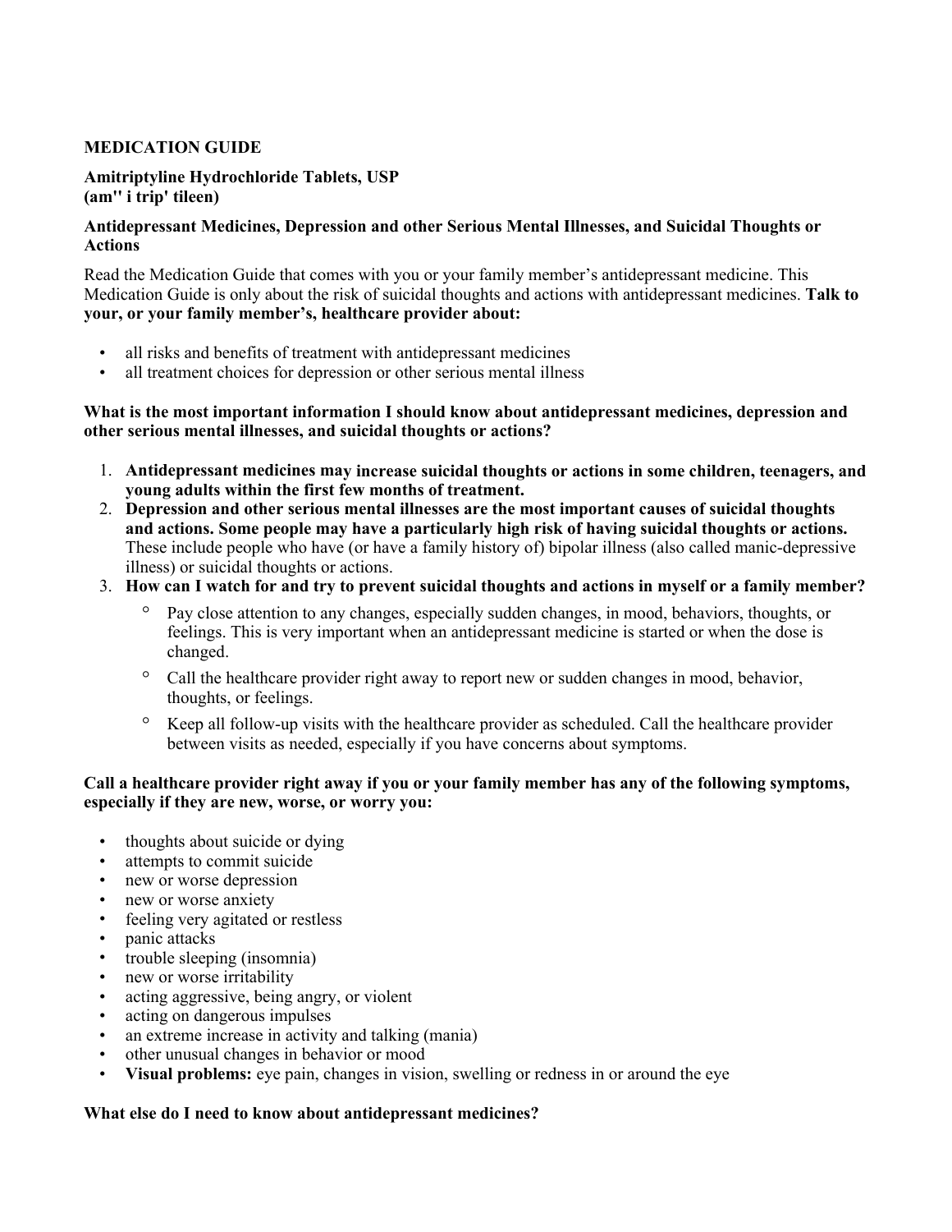# MEDICATION GUIDE

**Amitriptyline Hydrochloride Tablets, USP**
**(am'' i trip' tileen)**

## Antidepressant Medicines, Depression and other Serious Mental Illnesses, and Suicidal Thoughts or Actions

Read the Medication Guide that comes with you or your family member's antidepressant medicine. This Medication Guide is only about the risk of suicidal thoughts and actions with antidepressant medicines. **Talk to your, or your family member's, healthcare provider about:**

- all risks and benefits of treatment with antidepressant medicines
- all treatment choices for depression or other serious mental illness

## What is the most important information I should know about antidepressant medicines, depression and other serious mental illnesses, and suicidal thoughts or actions?

1. **Antidepressant medicines may increase suicidal thoughts or actions in some children, teenagers, and young adults within the first few months of treatment.**
2. **Depression and other serious mental illnesses are the most important causes of suicidal thoughts and actions. Some people may have a particularly high risk of having suicidal thoughts or actions.** These include people who have (or have a family history of) bipolar illness (also called manic-depressive illness) or suicidal thoughts or actions.
3. **How can I watch for and try to prevent suicidal thoughts and actions in myself or a family member?**
   - Pay close attention to any changes, especially sudden changes, in mood, behaviors, thoughts, or feelings. This is very important when an antidepressant medicine is started or when the dose is changed.
   - Call the healthcare provider right away to report new or sudden changes in mood, behavior, thoughts, or feelings.
   - Keep all follow-up visits with the healthcare provider as scheduled. Call the healthcare provider between visits as needed, especially if you have concerns about symptoms.

**Call a healthcare provider right away if you or your family member has any of the following symptoms, especially if they are new, worse, or worry you:**

- thoughts about suicide or dying
- attempts to commit suicide
- new or worse depression
- new or worse anxiety
- feeling very agitated or restless
- panic attacks
- trouble sleeping (insomnia)
- new or worse irritability
- acting aggressive, being angry, or violent
- acting on dangerous impulses
- an extreme increase in activity and talking (mania)
- other unusual changes in behavior or mood
- **Visual problems:** eye pain, changes in vision, swelling or redness in or around the eye

## What else do I need to know about antidepressant medicines?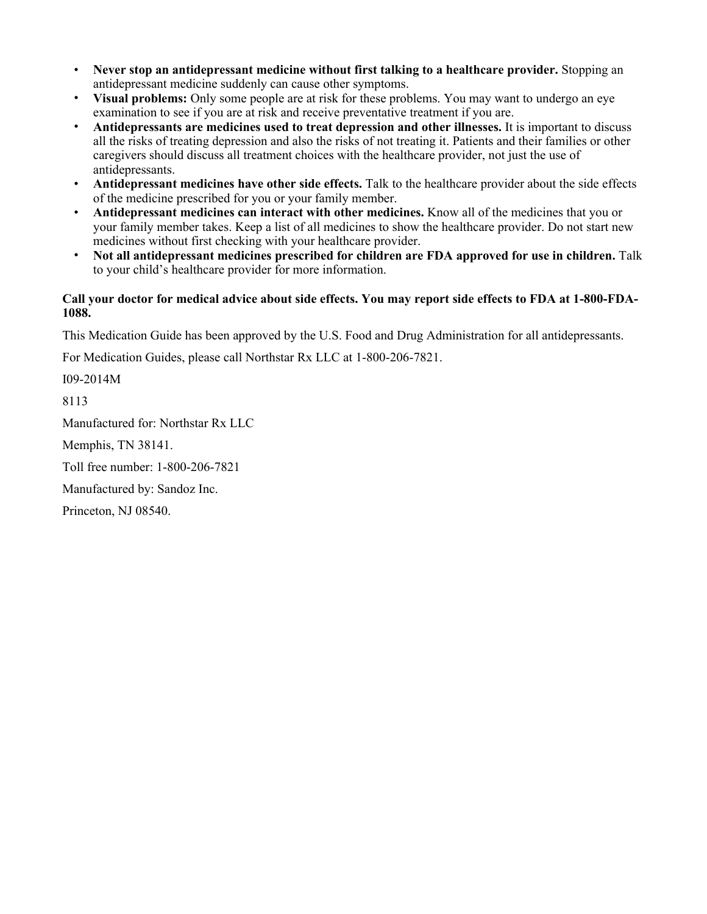- **Never stop an antidepressant medicine without first talking to a healthcare provider.** Stopping an antidepressant medicine suddenly can cause other symptoms.
- **Visual problems:** Only some people are at risk for these problems. You may want to undergo an eye examination to see if you are at risk and receive preventative treatment if you are.
- **Antidepressants are medicines used to treat depression and other illnesses.** It is important to discuss all the risks of treating depression and also the risks of not treating it. Patients and their families or other caregivers should discuss all treatment choices with the healthcare provider, not just the use of antidepressants.
- **Antidepressant medicines have other side effects.** Talk to the healthcare provider about the side effects of the medicine prescribed for you or your family member.
- **Antidepressant medicines can interact with other medicines.** Know all of the medicines that you or your family member takes. Keep a list of all medicines to show the healthcare provider. Do not start new medicines without first checking with your healthcare provider.
- **Not all antidepressant medicines prescribed for children are FDA approved for use in children.** Talk to your child's healthcare provider for more information.

**Call your doctor for medical advice about side effects. You may report side effects to FDA at 1-800-FDA-1088.**

This Medication Guide has been approved by the U.S. Food and Drug Administration for all antidepressants.

For Medication Guides, please call Northstar Rx LLC at 1-800-206-7821.

I09-2014M

8113

Manufactured for: Northstar Rx LLC

Memphis, TN 38141.

Toll free number: 1-800-206-7821

Manufactured by: Sandoz Inc.

Princeton, NJ 08540.